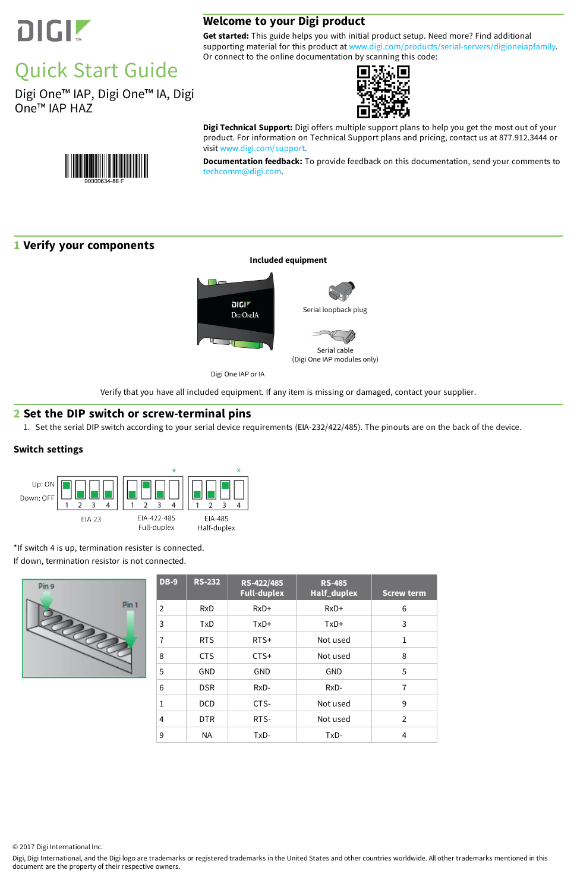# Quick Start Guide

Digi One™ IAP, Digi One™ IA, Digi One™ IAP HAZ

90000634-88 F

## Welcome to your Digi product

**Get started:** This guide helps you with initial product setup. Need more? Find additional supporting material for this product at www.digi.com/products/serial-servers/digioneiapfamily. Or connect to the online documentation by scanning this code:

**Digi Technical Support:** Digi offers multiple support plans to help you get the most out of your product. For information on Technical Support plans and pricing, contact us at 877.912.3444 or visit www.digi.com/support.

**Documentation feedback:** To provide feedback on this documentation, send your comments to techcomm@digi.com.

## 1 Verify your components

**Included equipment**

Digi One IAP or IA

Serial loopback plug

Serial cable (Digi One IAP modules only)

Verify that you have all included equipment. If any item is missing or damaged, contact your supplier.

## 2 Set the DIP switch or screw-terminal pins

1. Set the serial DIP switch according to your serial device requirements (EIA-232/422/485). The pinouts are on the back of the device.

### Switch settings

Up: ON
Down: OFF

EIA-23

EIA-422-485 Full-duplex *

EIA-485 Half-duplex *

*If switch 4 is up, termination resister is connected.
If down, termination resistor is not connected.

Pin 9 Pin 1

| DB-9 | RS-232 | RS-422/485 Full-duplex | RS-485 Half_duplex | Screw term |
|---|---|---|---|---|
| 2 | RxD | RxD+ | RxD+ | 6 |
| 3 | TxD | TxD+ | TxD+ | 3 |
| 7 | RTS | RTS+ | Not used | 1 |
| 8 | CTS | CTS+ | Not used | 8 |
| 5 | GND | GND | GND | 5 |
| 6 | DSR | RxD- | RxD- | 7 |
| 1 | DCD | CTS- | Not used | 9 |
| 4 | DTR | RTS- | Not used | 2 |
| 9 | NA | TxD- | TxD- | 4 |

© 2017 Digi International Inc.

Digi, Digi International, and the Digi logo are trademarks or registered trademarks in the United States and other countries worldwide. All other trademarks mentioned in this document are the property of their respective owners.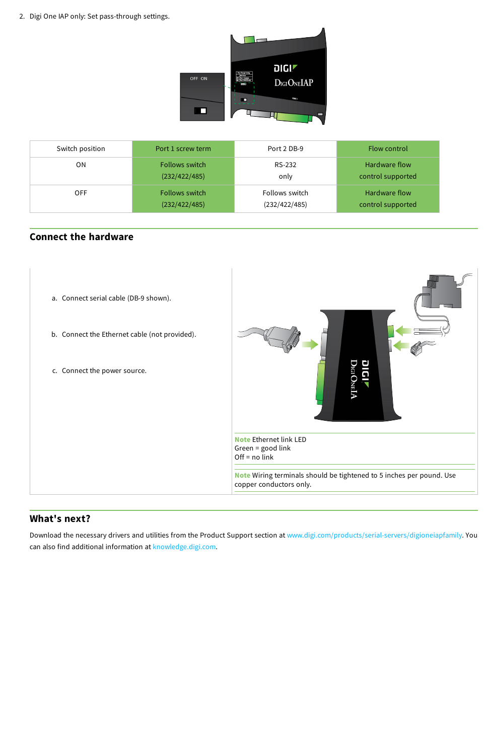2. Digi One IAP only: Set pass-through settings.

| Switch position | Port 1 screw term | Port 2 DB-9 | Flow control |
|---|---|---|---|
| ON | Follows switch (232/422/485) | RS-232 only | Hardware flow control supported |
| OFF | Follows switch (232/422/485) | Follows switch (232/422/485) | Hardware flow control supported |

## Connect the hardware

a. Connect serial cable (DB-9 shown).

b. Connect the Ethernet cable (not provided).

c. Connect the power source.

**Note** Ethernet link LED
Green = good link
Off = no link

**Note** Wiring terminals should be tightened to 5 inches per pound. Use copper conductors only.

## What's next?

Download the necessary drivers and utilities from the Product Support section at www.digi.com/products/serial-servers/digioneiapfamily. You can also find additional information at knowledge.digi.com.